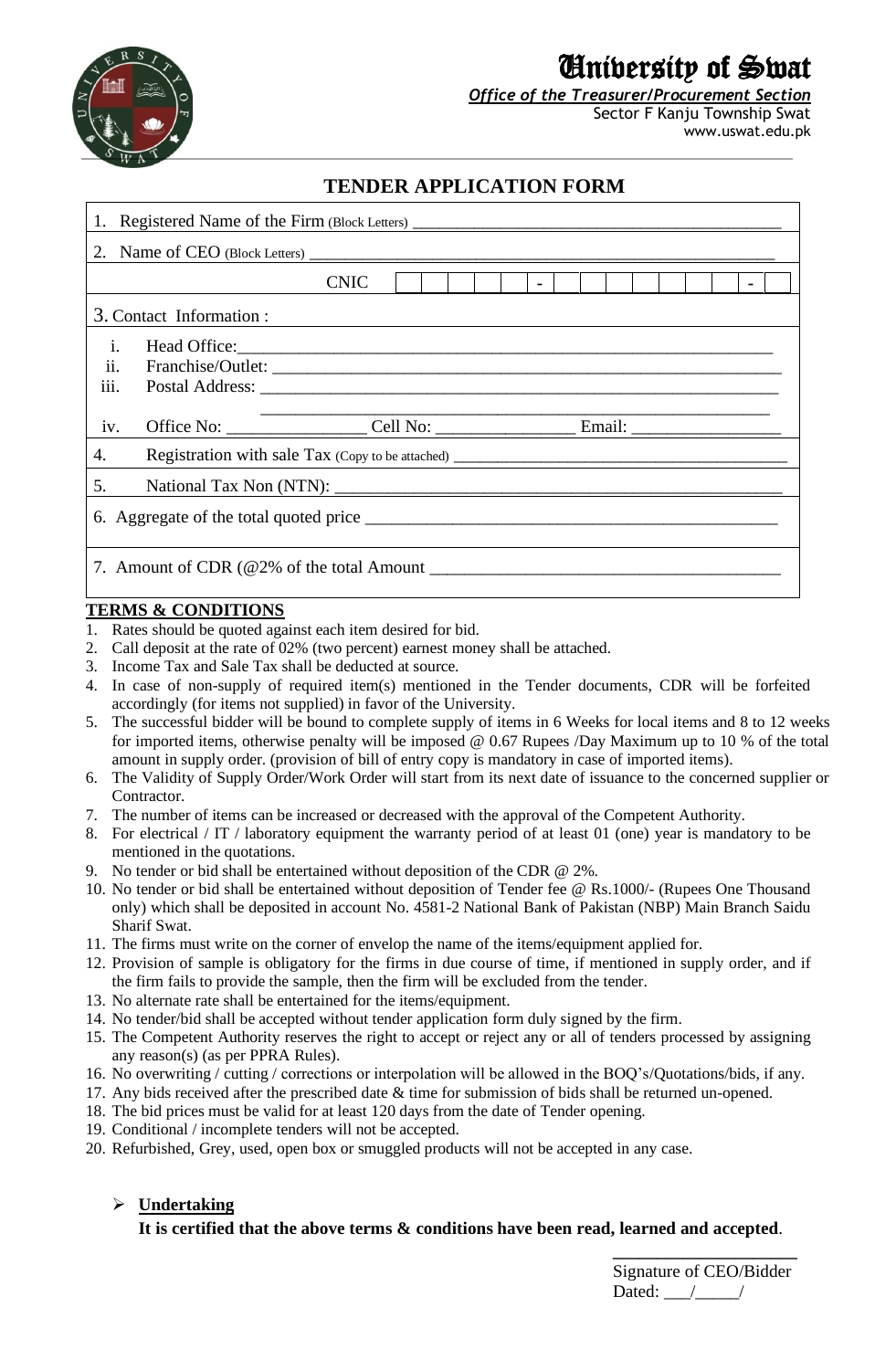# University of Swat

***Office of the Treasurer/Procurement Section***

Sector F Kanju Township Swat

www.uswat.edu.pk

## TENDER APPLICATION FORM

1. Registered Name of the Firm (Block Letters) ____________________________________________

2. Name of CEO (Block Letters) ________________________________________________________

CNIC | | | | | | - | | | | | | | | - | |

3. Contact Information :

 i. Head Office:_______________________________________________________________

 ii. Franchise/Outlet: ___________________________________________________________

 iii. Postal Address: ____________________________________________________________

 ________________________________________________________________

 iv. Office No: _______________ Cell No: _______________ Email: ________________

4. Registration with sale Tax (Copy to be attached) ________________________________________

5. National Tax Non (NTN): ___________________________________________________

6. Aggregate of the total quoted price ____________________________________________

7. Amount of CDR (@2% of the total Amount _____________________________________

**TERMS & CONDITIONS**

1. Rates should be quoted against each item desired for bid.
2. Call deposit at the rate of 02% (two percent) earnest money shall be attached.
3. Income Tax and Sale Tax shall be deducted at source.
4. In case of non-supply of required item(s) mentioned in the Tender documents, CDR will be forfeited accordingly (for items not supplied) in favor of the University.
5. The successful bidder will be bound to complete supply of items in 6 Weeks for local items and 8 to 12 weeks for imported items, otherwise penalty will be imposed @ 0.67 Rupees /Day Maximum up to 10 % of the total amount in supply order. (provision of bill of entry copy is mandatory in case of imported items).
6. The Validity of Supply Order/Work Order will start from its next date of issuance to the concerned supplier or Contractor.
7. The number of items can be increased or decreased with the approval of the Competent Authority.
8. For electrical / IT / laboratory equipment the warranty period of at least 01 (one) year is mandatory to be mentioned in the quotations.
9. No tender or bid shall be entertained without deposition of the CDR @ 2%.
10. No tender or bid shall be entertained without deposition of Tender fee @ Rs.1000/- (Rupees One Thousand only) which shall be deposited in account No. 4581-2 National Bank of Pakistan (NBP) Main Branch Saidu Sharif Swat.
11. The firms must write on the corner of envelop the name of the items/equipment applied for.
12. Provision of sample is obligatory for the firms in due course of time, if mentioned in supply order, and if the firm fails to provide the sample, then the firm will be excluded from the tender.
13. No alternate rate shall be entertained for the items/equipment.
14. No tender/bid shall be accepted without tender application form duly signed by the firm.
15. The Competent Authority reserves the right to accept or reject any or all of tenders processed by assigning any reason(s) (as per PPRA Rules).
16. No overwriting / cutting / corrections or interpolation will be allowed in the BOQ's/Quotations/bids, if any.
17. Any bids received after the prescribed date & time for submission of bids shall be returned un-opened.
18. The bid prices must be valid for at least 120 days from the date of Tender opening.
19. Conditional / incomplete tenders will not be accepted.
20. Refurbished, Grey, used, open box or smuggled products will not be accepted in any case.

- **Undertaking**

 **It is certified that the above terms & conditions have been read, learned and accepted**.

____________________

Signature of CEO/Bidder

Dated: ___/_____/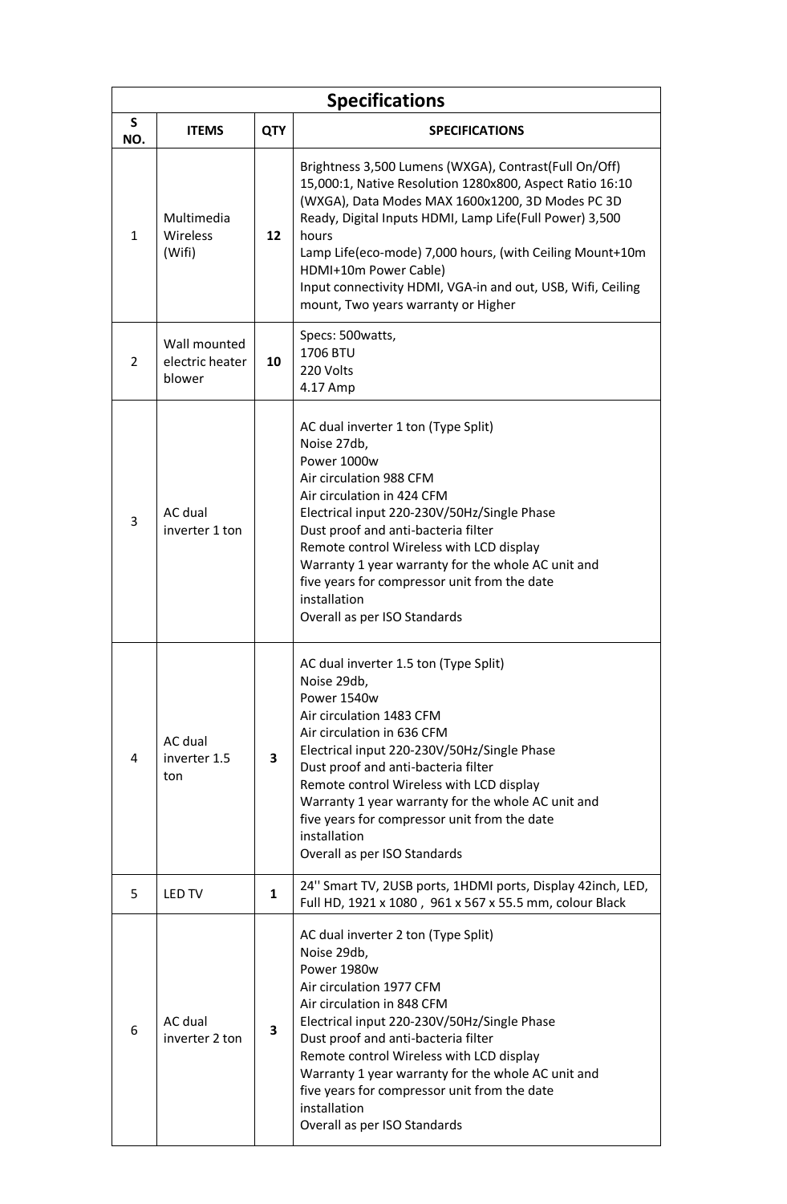| Specifications | | | |
|---|---|---|---|
| **S NO.** | **ITEMS** | **QTY** | **SPECIFICATIONS** |
| 1 | Multimedia Wireless (Wifi) | **12** | Brightness 3,500 Lumens (WXGA), Contrast(Full On/Off) 15,000:1, Native Resolution 1280x800, Aspect Ratio 16:10 (WXGA), Data Modes MAX 1600x1200, 3D Modes PC 3D Ready, Digital Inputs HDMI, Lamp Life(Full Power) 3,500 hours<br>Lamp Life(eco-mode) 7,000 hours, (with Ceiling Mount+10m HDMI+10m Power Cable)<br>Input connectivity HDMI, VGA-in and out, USB, Wifi, Ceiling mount, Two years warranty or Higher |
| 2 | Wall mounted electric heater blower | **10** | Specs: 500watts,<br>1706 BTU<br>220 Volts<br>4.17 Amp |
| 3 | AC dual inverter 1 ton | | AC dual inverter 1 ton (Type Split)<br>Noise 27db,<br>Power 1000w<br>Air circulation 988 CFM<br>Air circulation in 424 CFM<br>Electrical input 220-230V/50Hz/Single Phase<br>Dust proof and anti-bacteria filter<br>Remote control Wireless with LCD display<br>Warranty 1 year warranty for the whole AC unit and five years for compressor unit from the date installation<br>Overall as per ISO Standards |
| 4 | AC dual inverter 1.5 ton | **3** | AC dual inverter 1.5 ton (Type Split)<br>Noise 29db,<br>Power 1540w<br>Air circulation 1483 CFM<br>Air circulation in 636 CFM<br>Electrical input 220-230V/50Hz/Single Phase<br>Dust proof and anti-bacteria filter<br>Remote control Wireless with LCD display<br>Warranty 1 year warranty for the whole AC unit and five years for compressor unit from the date installation<br>Overall as per ISO Standards |
| 5 | LED TV | **1** | 24'' Smart TV, 2USB ports, 1HDMI ports, Display 42inch, LED, Full HD, 1921 x 1080 , 961 x 567 x 55.5 mm, colour Black |
| 6 | AC dual inverter 2 ton | **3** | AC dual inverter 2 ton (Type Split)<br>Noise 29db,<br>Power 1980w<br>Air circulation 1977 CFM<br>Air circulation in 848 CFM<br>Electrical input 220-230V/50Hz/Single Phase<br>Dust proof and anti-bacteria filter<br>Remote control Wireless with LCD display<br>Warranty 1 year warranty for the whole AC unit and five years for compressor unit from the date installation<br>Overall as per ISO Standards |